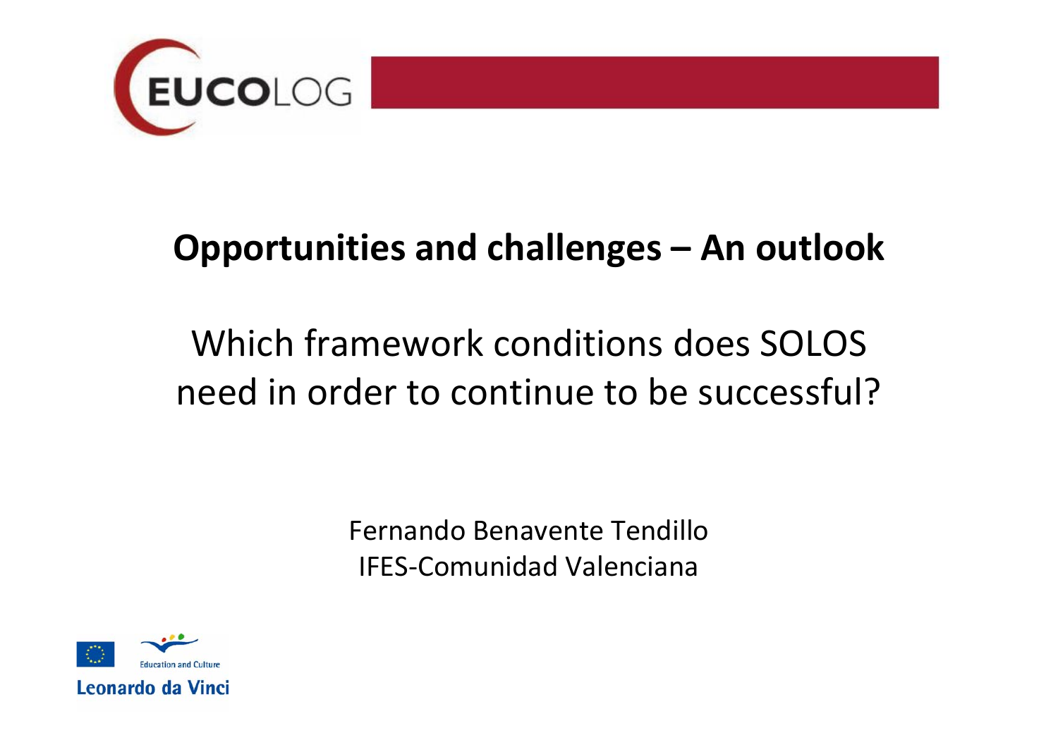EUCOLOG

# Opportunities and challenges – An outlook

## Which framework conditions does SOLOS need in order to continue to be successful?

Fernando Benavente Tendillo
IFES-Comunidad Valenciana

Education and Culture

Leonardo da Vinci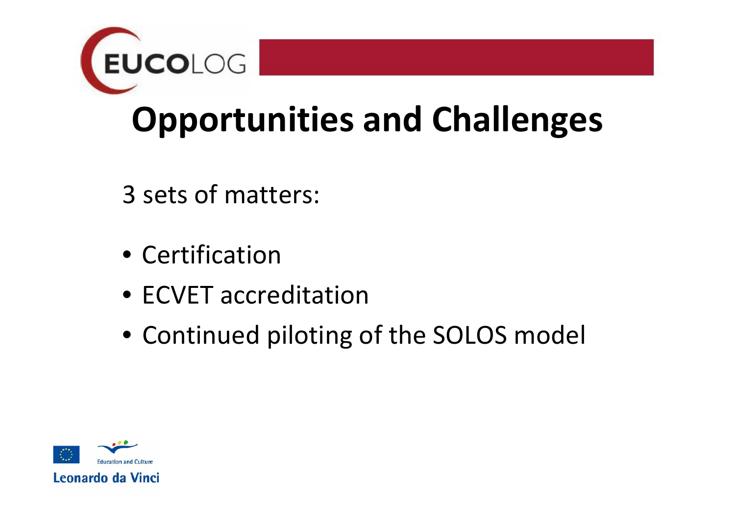# Opportunities and Challenges

3 sets of matters:

- Certification
- ECVET accreditation
- Continued piloting of the SOLOS model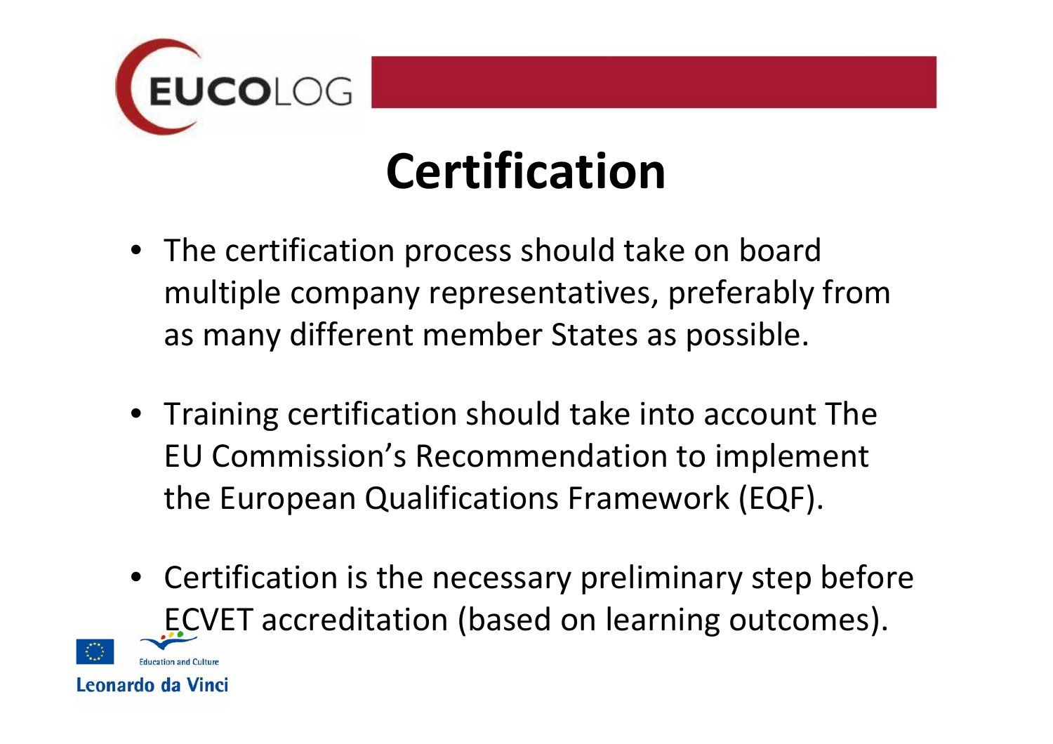# Certification

- The certification process should take on board multiple company representatives, preferably from as many different member States as possible.
- Training certification should take into account The EU Commission's Recommendation to implement the European Qualifications Framework (EQF).
- Certification is the necessary preliminary step before ECVET accreditation (based on learning outcomes).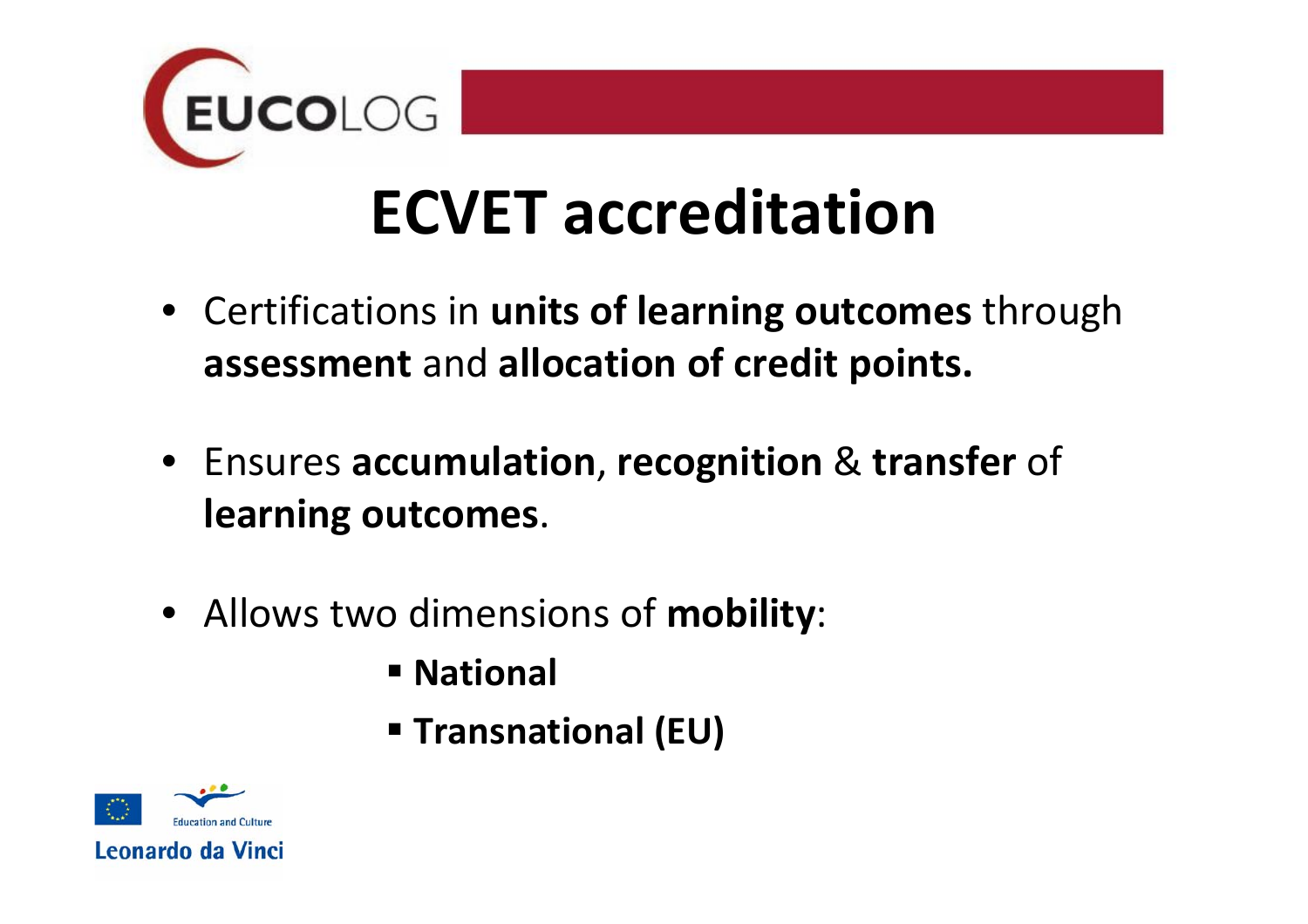# ECVET accreditation

- Certifications in **units of learning outcomes** through **assessment** and **allocation of credit points.**

- Ensures **accumulation**, **recognition** & **transfer** of **learning outcomes**.

- Allows two dimensions of **mobility**:
  - **National**
  - **Transnational (EU)**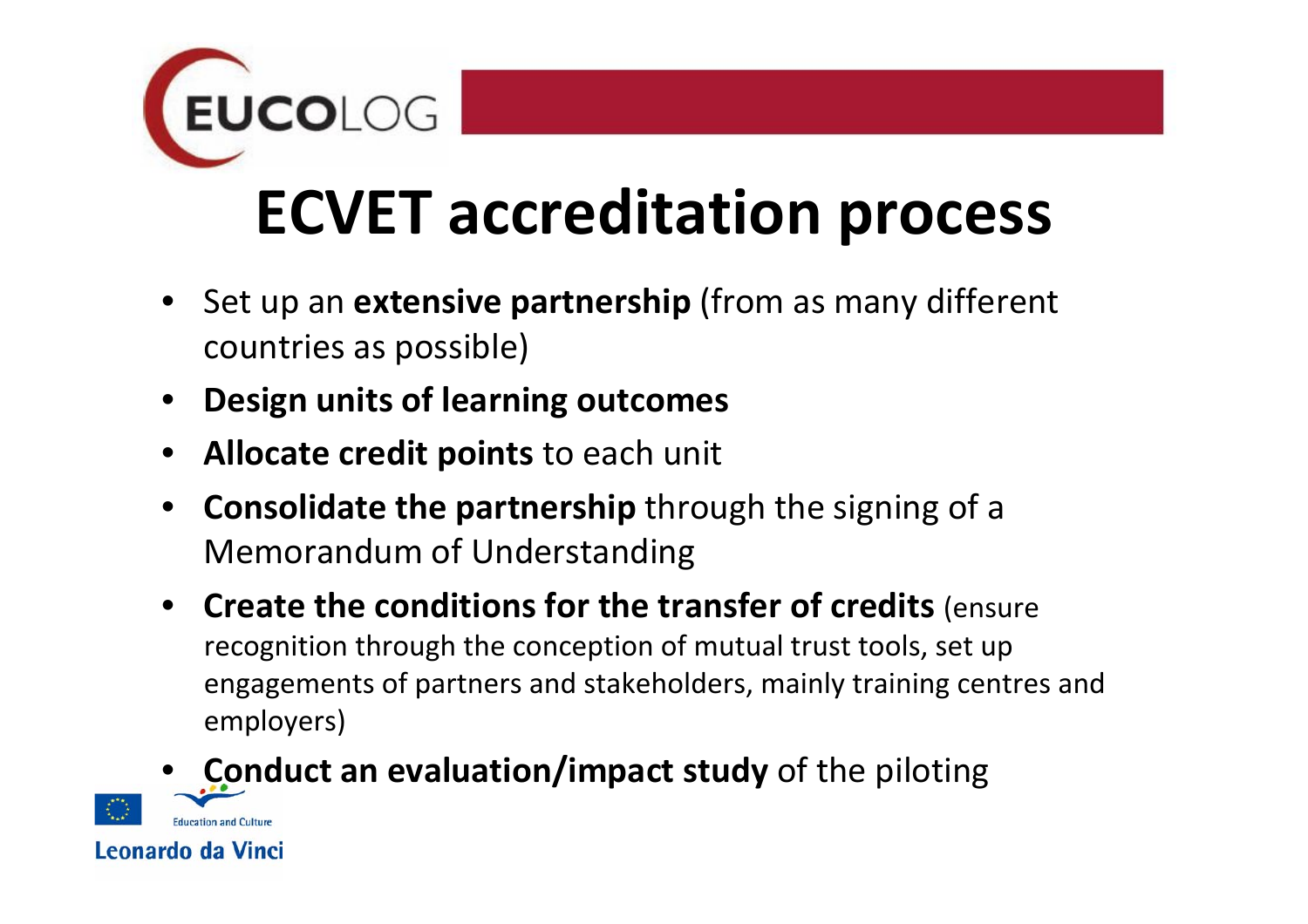# ECVET accreditation process

- Set up an **extensive partnership** (from as many different countries as possible)
- **Design units of learning outcomes**
- **Allocate credit points** to each unit
- **Consolidate the partnership** through the signing of a Memorandum of Understanding
- **Create the conditions for the transfer of credits** (ensure recognition through the conception of mutual trust tools, set up engagements of partners and stakeholders, mainly training centres and employers)
- **Conduct an evaluation/impact study** of the piloting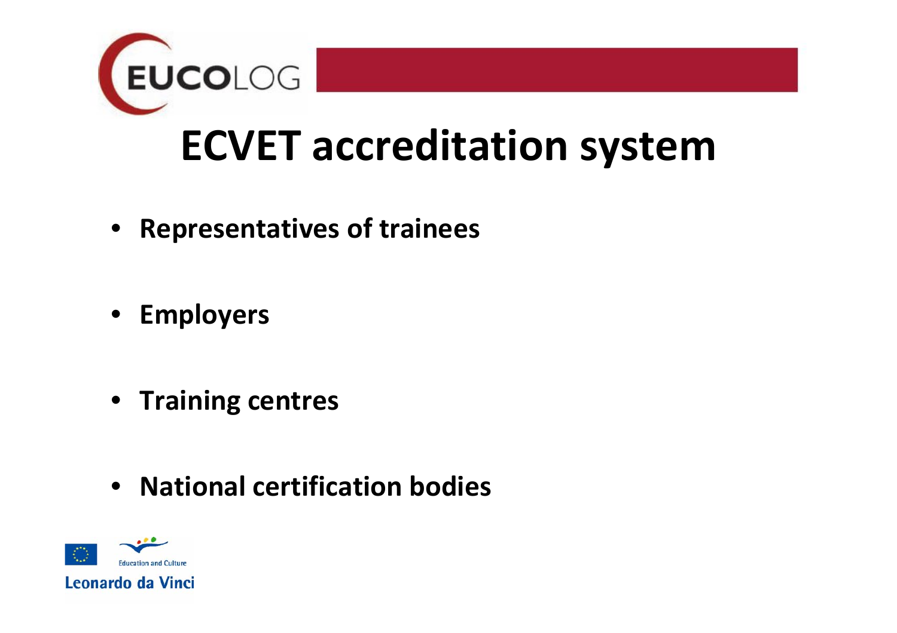# ECVET accreditation system

- **Representatives of trainees**
- **Employers**
- **Training centres**
- **National certification bodies**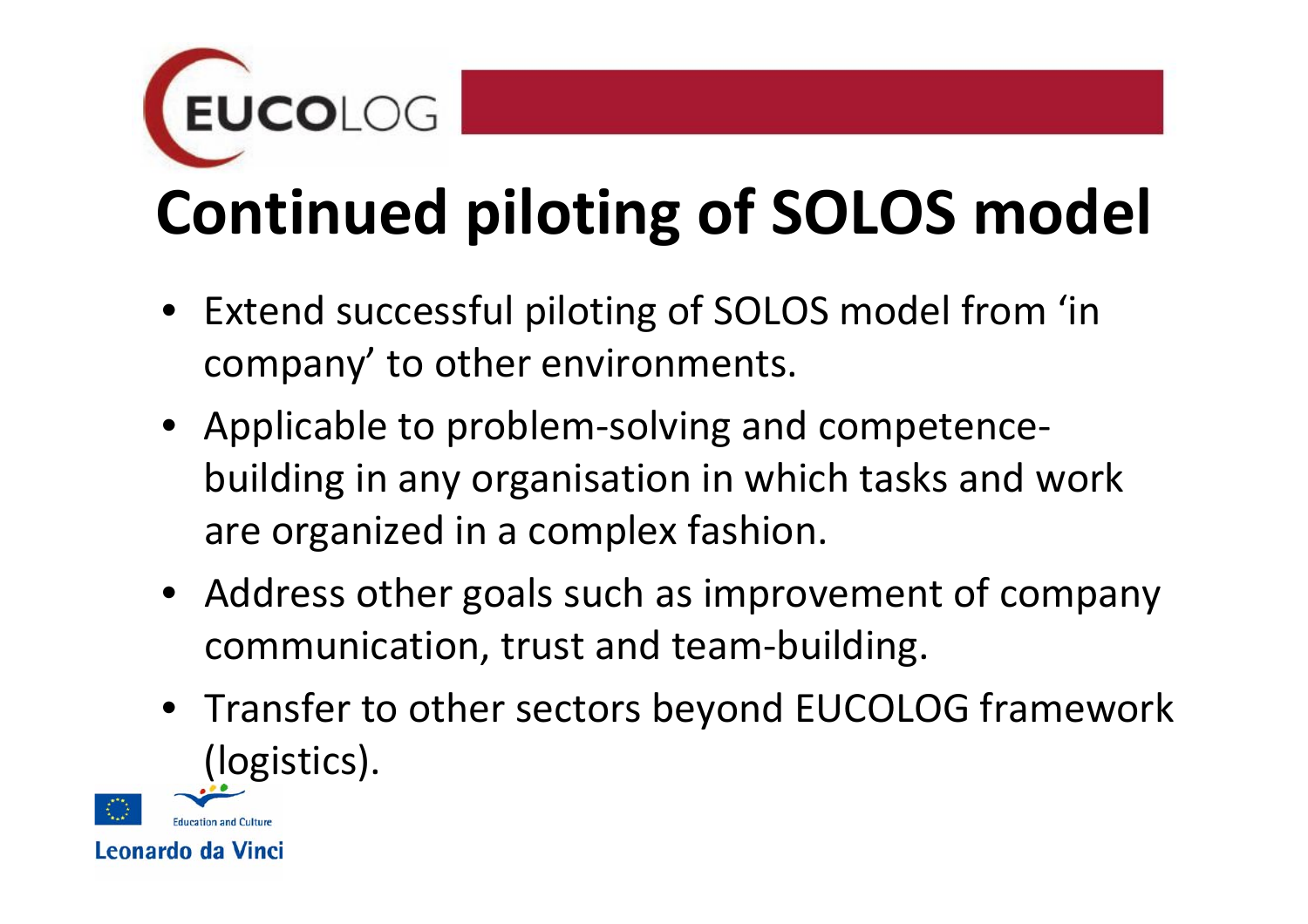# Continued piloting of SOLOS model

- Extend successful piloting of SOLOS model from 'in company' to other environments.
- Applicable to problem-solving and competence-building in any organisation in which tasks and work are organized in a complex fashion.
- Address other goals such as improvement of company communication, trust and team-building.
- Transfer to other sectors beyond EUCOLOG framework (logistics).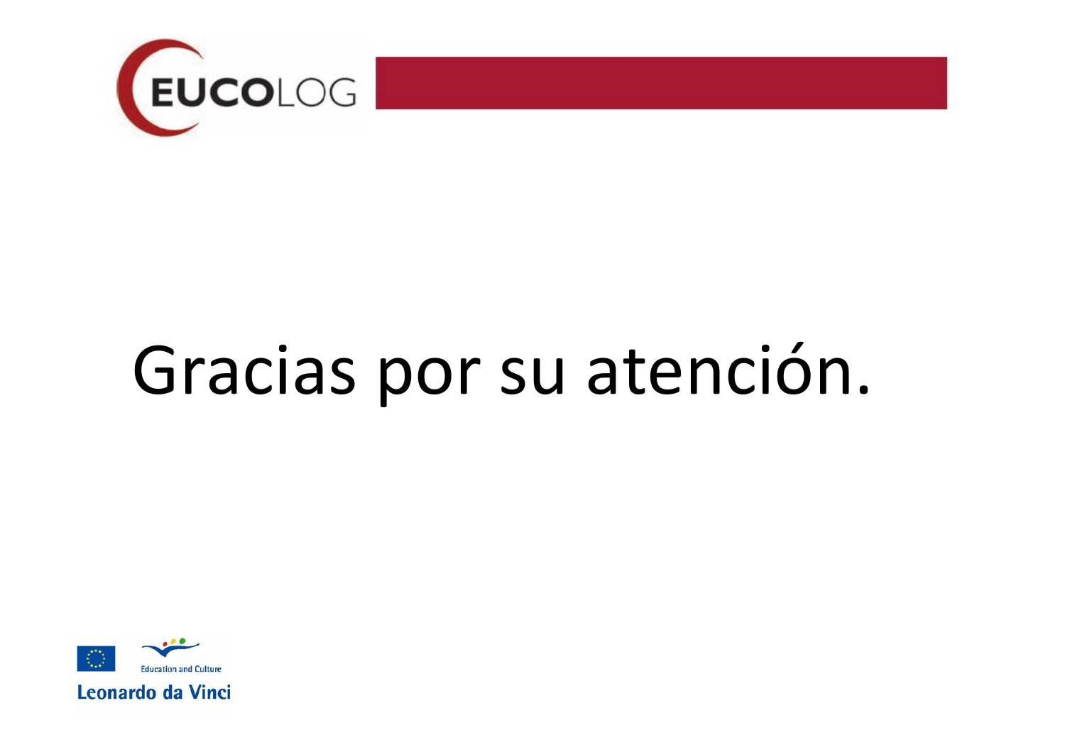EUCOLOG

# Gracias por su atención.

Education and Culture

Leonardo da Vinci